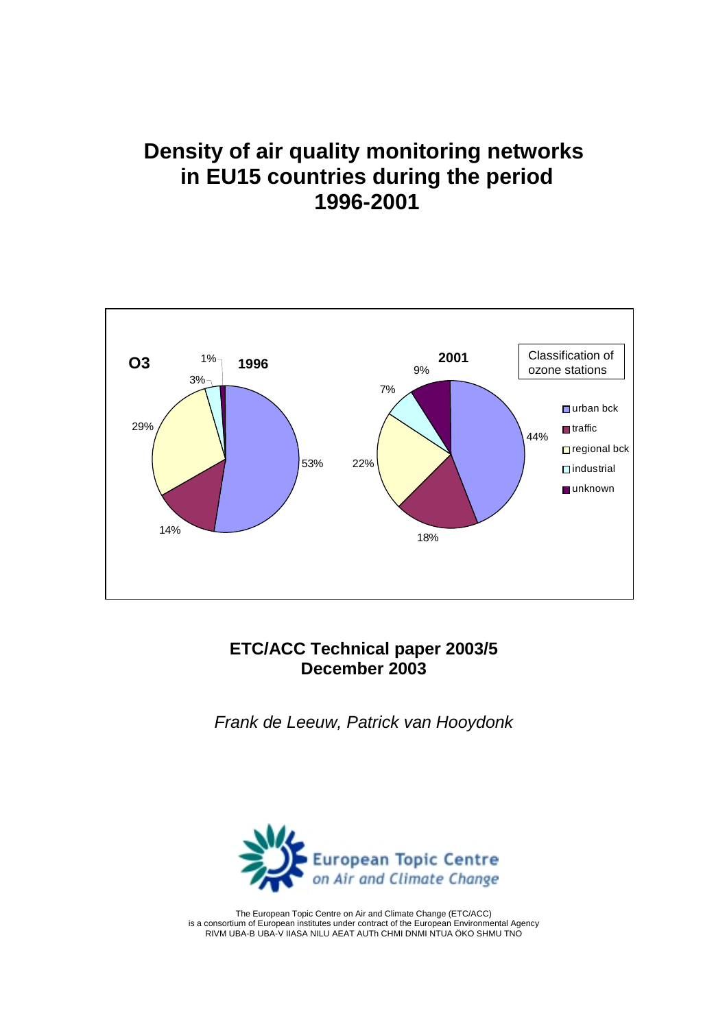# Density of air quality monitoring networks in EU15 countries during the period 1996-2001

**ETC/ACC Technical paper 2003/5**
**December 2003**

*Frank de Leeuw, Patrick van Hooydonk*

The European Topic Centre on Air and Climate Change (ETC/ACC)
is a consortium of European institutes under contract of the European Environmental Agency
RIVM UBA-B UBA-V IIASA NILU AEAT AUTh CHMI DNMI NTUA ÖKO SHMU TNO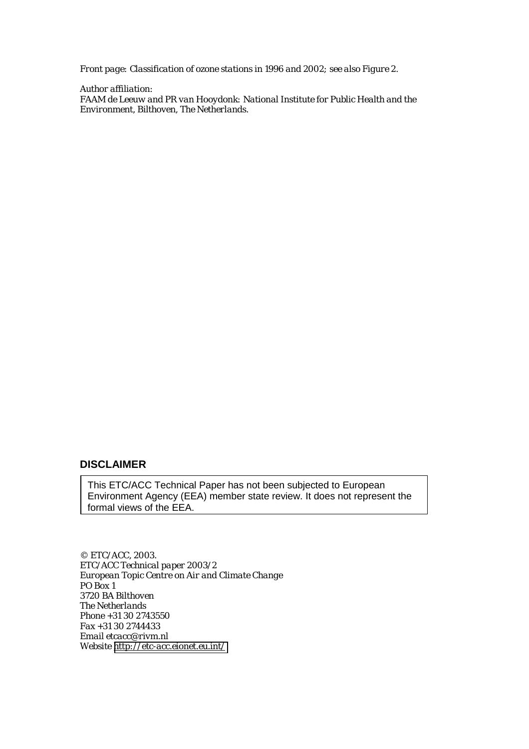*Front page: Classification of ozone stations in 1996 and 2002; see also Figure 2.*

*Author affiliation:*
*FAAM de Leeuw and PR van Hooydonk: National Institute for Public Health and the Environment, Bilthoven, The Netherlands.*

## DISCLAIMER

This ETC/ACC Technical Paper has not been subjected to European Environment Agency (EEA) member state review. It does not represent the formal views of the EEA.

*© ETC/ACC, 2003.*
*ETC/ACC Technical paper 2003/2*
*European Topic Centre on Air and Climate Change*
*PO Box 1*
*3720 BA Bilthoven*
*The Netherlands*
*Phone +31 30 2743550*
*Fax +31 30 2744433*
*Email etcacc@rivm.nl*
*Website http://etc-acc.eionet.eu.int/*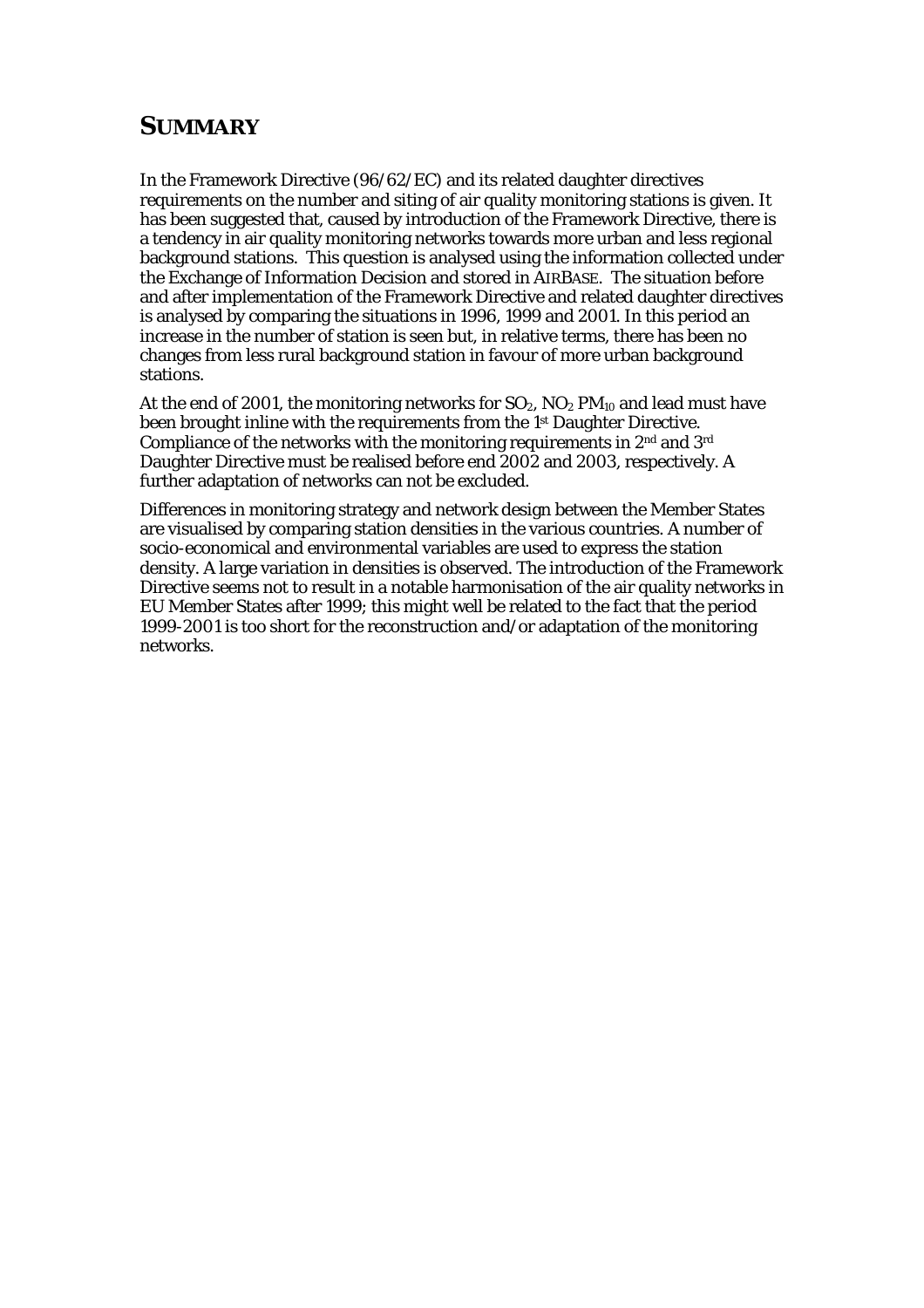# SUMMARY

In the Framework Directive (96/62/EC) and its related daughter directives requirements on the number and siting of air quality monitoring stations is given. It has been suggested that, caused by introduction of the Framework Directive, there is a tendency in air quality monitoring networks towards more urban and less regional background stations. This question is analysed using the information collected under the Exchange of Information Decision and stored in AIRBASE. The situation before and after implementation of the Framework Directive and related daughter directives is analysed by comparing the situations in 1996, 1999 and 2001. In this period an increase in the number of station is seen but, in relative terms, there has been no changes from less rural background station in favour of more urban background stations.

At the end of 2001, the monitoring networks for $SO_2$, $NO_2$ $PM_{10}$ and lead must have been brought inline with the requirements from the 1st Daughter Directive. Compliance of the networks with the monitoring requirements in 2nd and 3rd Daughter Directive must be realised before end 2002 and 2003, respectively. A further adaptation of networks can not be excluded.

Differences in monitoring strategy and network design between the Member States are visualised by comparing station densities in the various countries. A number of socio-economical and environmental variables are used to express the station density. A large variation in densities is observed. The introduction of the Framework Directive seems not to result in a notable harmonisation of the air quality networks in EU Member States after 1999; this might well be related to the fact that the period 1999-2001 is too short for the reconstruction and/or adaptation of the monitoring networks.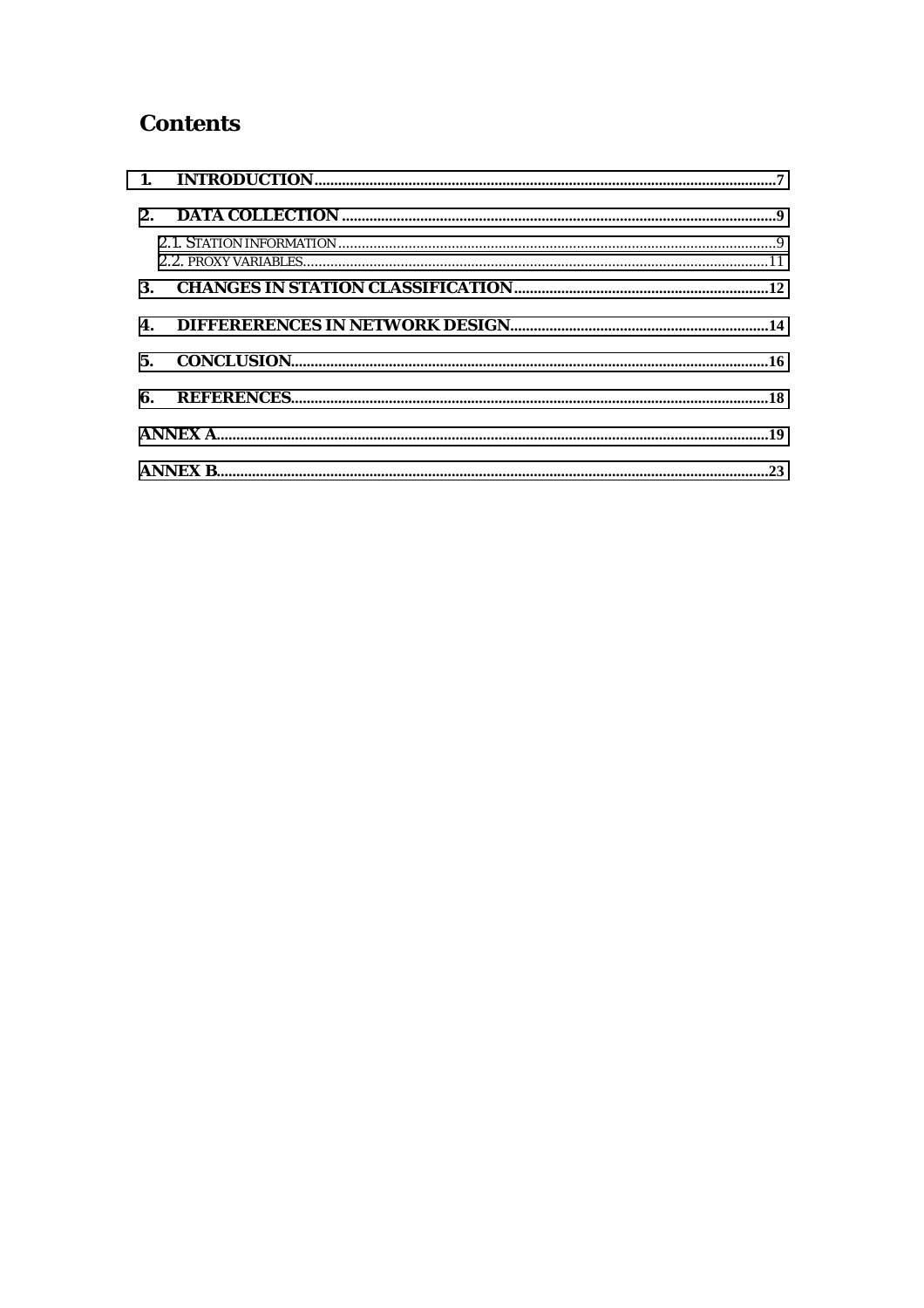# Contents

1. INTRODUCTION ........................................................................................................ 7
2. DATA COLLECTION ................................................................................................ 9
   - 2.1. STATION INFORMATION ................................................................................ 9
   - 2.2. PROXY VARIABLES ........................................................................................ 11
3. CHANGES IN STATION CLASSIFICATION ................................................................ 12
4. DIFFERERENCES IN NETWORK DESIGN ................................................................. 14
5. CONCLUSION ........................................................................................................ 16
6. REFERENCES ......................................................................................................... 18

ANNEX A ................................................................................................................... 19

ANNEX B ................................................................................................................... 23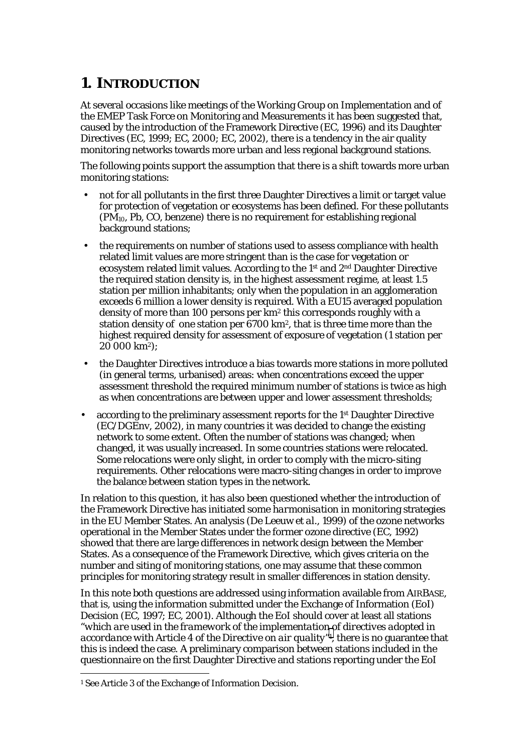# 1. INTRODUCTION

At several occasions like meetings of the Working Group on Implementation and of the EMEP Task Force on Monitoring and Measurements it has been suggested that, caused by the introduction of the Framework Directive (EC, 1996) and its Daughter Directives (EC, 1999; EC, 2000; EC, 2002), there is a tendency in the air quality monitoring networks towards more urban and less regional background stations.

The following points support the assumption that there is a shift towards more urban monitoring stations:

- not for all pollutants in the first three Daughter Directives a limit or target value for protection of vegetation or ecosystems has been defined. For these pollutants ($PM_{10}$, Pb, CO, benzene) there is no requirement for establishing regional background stations;
- the requirements on number of stations used to assess compliance with health related limit values are more stringent than is the case for vegetation or ecosystem related limit values. According to the 1st and 2nd Daughter Directive the required station density is, in the highest assessment regime, at least 1.5 station per million inhabitants; only when the population in an agglomeration exceeds 6 million a lower density is required. With a EU15 averaged population density of more than 100 persons per $km^2$ this corresponds roughly with a station density of one station per 6700 $km^2$, that is three time more than the highest required density for assessment of exposure of vegetation (1 station per 20 000 $km^2$);
- the Daughter Directives introduce a bias towards more stations in more polluted (in general terms, urbanised) areas: when concentrations exceed the upper assessment threshold the required minimum number of stations is twice as high as when concentrations are between upper and lower assessment thresholds;
- according to the preliminary assessment reports for the 1st Daughter Directive (EC/DGEnv, 2002), in many countries it was decided to change the existing network to some extent. Often the number of stations was changed; when changed, it was usually increased. In some countries stations were relocated. Some relocations were only slight, in order to comply with the micro-siting requirements. Other relocations were macro-siting changes in order to improve the balance between station types in the network.

In relation to this question, it has also been questioned whether the introduction of the Framework Directive has initiated some *harmonisation* in monitoring strategies in the EU Member States. An analysis (De Leeuw *et al.*, 1999) of the ozone networks operational in the Member States under the former ozone directive (EC, 1992) showed that there are large differences in network design between the Member States. As a consequence of the Framework Directive, which gives criteria on the number and siting of monitoring stations, one may assume that these common principles for monitoring strategy result in smaller differences in station density.

In this note both questions are addressed using information available from AIRBASE, that is, using the information submitted under the Exchange of Information (EoI) Decision (EC, 1997; EC, 2001). Although the EoI should cover at least all stations "*which are used in the framework of the implementation of directives adopted in accordance with Article 4 of the Directive on air quality*"[1], there is no guarantee that this is indeed the case. A preliminary comparison between stations included in the questionnaire on the first Daughter Directive and stations reporting under the EoI

[1] See Article 3 of the Exchange of Information Decision.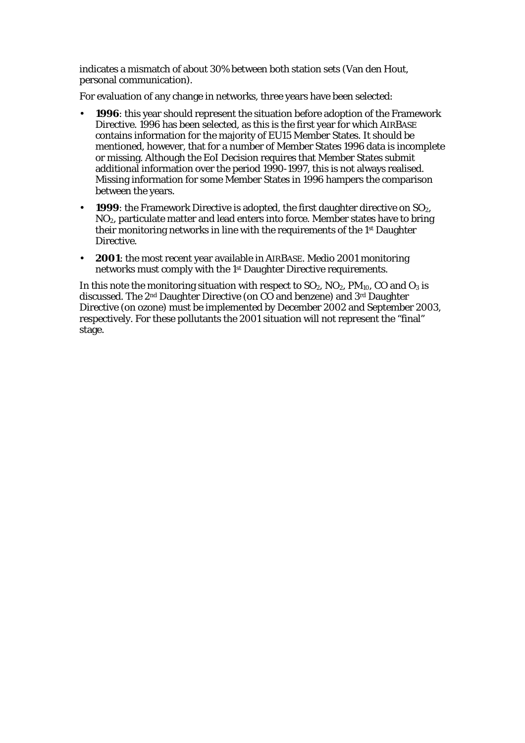indicates a mismatch of about 30% between both station sets (Van den Hout, personal communication).

For evaluation of any change in networks, three years have been selected:

- **1996**: this year should represent the situation before adoption of the Framework Directive. 1996 has been selected, as this is the first year for which AIRBASE contains information for the majority of EU15 Member States. It should be mentioned, however, that for a number of Member States 1996 data is incomplete or missing. Although the EoI Decision requires that Member States submit additional information over the period 1990-1997, this is not always realised. Missing information for some Member States in 1996 hampers the comparison between the years.
- **1999**: the Framework Directive is adopted, the first daughter directive on $SO_2$, $NO_2$, particulate matter and lead enters into force. Member states have to bring their monitoring networks in line with the requirements of the 1st Daughter Directive.
- **2001**: the most recent year available in AIRBASE. Medio 2001 monitoring networks must comply with the 1st Daughter Directive requirements.

In this note the monitoring situation with respect to $SO_2$, $NO_2$, $PM_{10}$, CO and $O_3$ is discussed. The 2nd Daughter Directive (on CO and benzene) and 3rd Daughter Directive (on ozone) must be implemented by December 2002 and September 2003, respectively. For these pollutants the 2001 situation will not represent the “final” stage.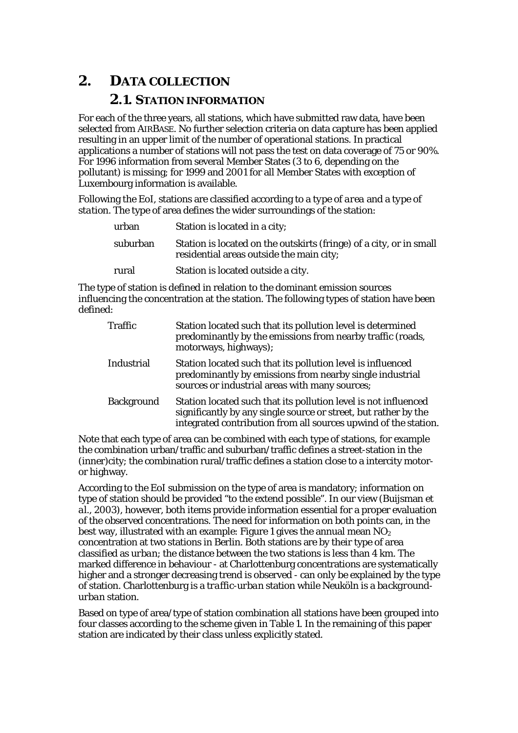# 2. DATA COLLECTION

## 2.1. STATION INFORMATION

For each of the three years, all stations, which have submitted raw data, have been selected from AIRBASE. No further selection criteria on data capture has been applied resulting in an upper limit of the number of operational stations. In practical applications a number of stations will not pass the test on data coverage of 75 or 90%. For 1996 information from several Member States (3 to 6, depending on the pollutant) is missing; for 1999 and 2001 for all Member States with exception of Luxembourg information is available.

Following the EoI, stations are classified according to a *type of area* and a *type of station*. The type of area defines the wider surroundings of the station:

| | |
|---|---|
| urban | Station is located in a city; |
| suburban | Station is located on the outskirts (fringe) of a city, or in small residential areas outside the main city; |
| rural | Station is located outside a city. |

The type of station is defined in relation to the dominant emission sources influencing the concentration at the station. The following types of station have been defined:

| | |
|---|---|
| Traffic | Station located such that its pollution level is determined predominantly by the emissions from nearby traffic (roads, motorways, highways); |
| Industrial | Station located such that its pollution level is influenced predominantly by emissions from nearby single industrial sources or industrial areas with many sources; |
| Background | Station located such that its pollution level is not influenced significantly by any single source or street, but rather by the integrated contribution from all sources upwind of the station. |

Note that each type of area can be combined with each type of stations, for example the combination urban/traffic and suburban/traffic defines a street-station in the (inner)city; the combination rural/traffic defines a station close to a intercity motor- or highway.

According to the EoI submission on the type of area is mandatory; information on type of station should be provided "to the extend possible". In our view (Buijsman et al., 2003), however, both items provide information essential for a proper evaluation of the observed concentrations. The need for information on both points can, in the best way, illustrated with an example: Figure 1 gives the annual mean $NO_2$ concentration at two stations in Berlin. Both stations are by their type of area classified as *urban*; the distance between the two stations is less than 4 km. The marked difference in behaviour - at Charlottenburg concentrations are systematically higher and a stronger decreasing trend is observed - can only be explained by the type of station. Charlottenburg is a *traffic-urban* station while Neuköln is a *background-urban* station.

Based on type of area/type of station combination all stations have been grouped into four classes according to the scheme given in Table 1. In the remaining of this paper station are indicated by their class unless explicitly stated.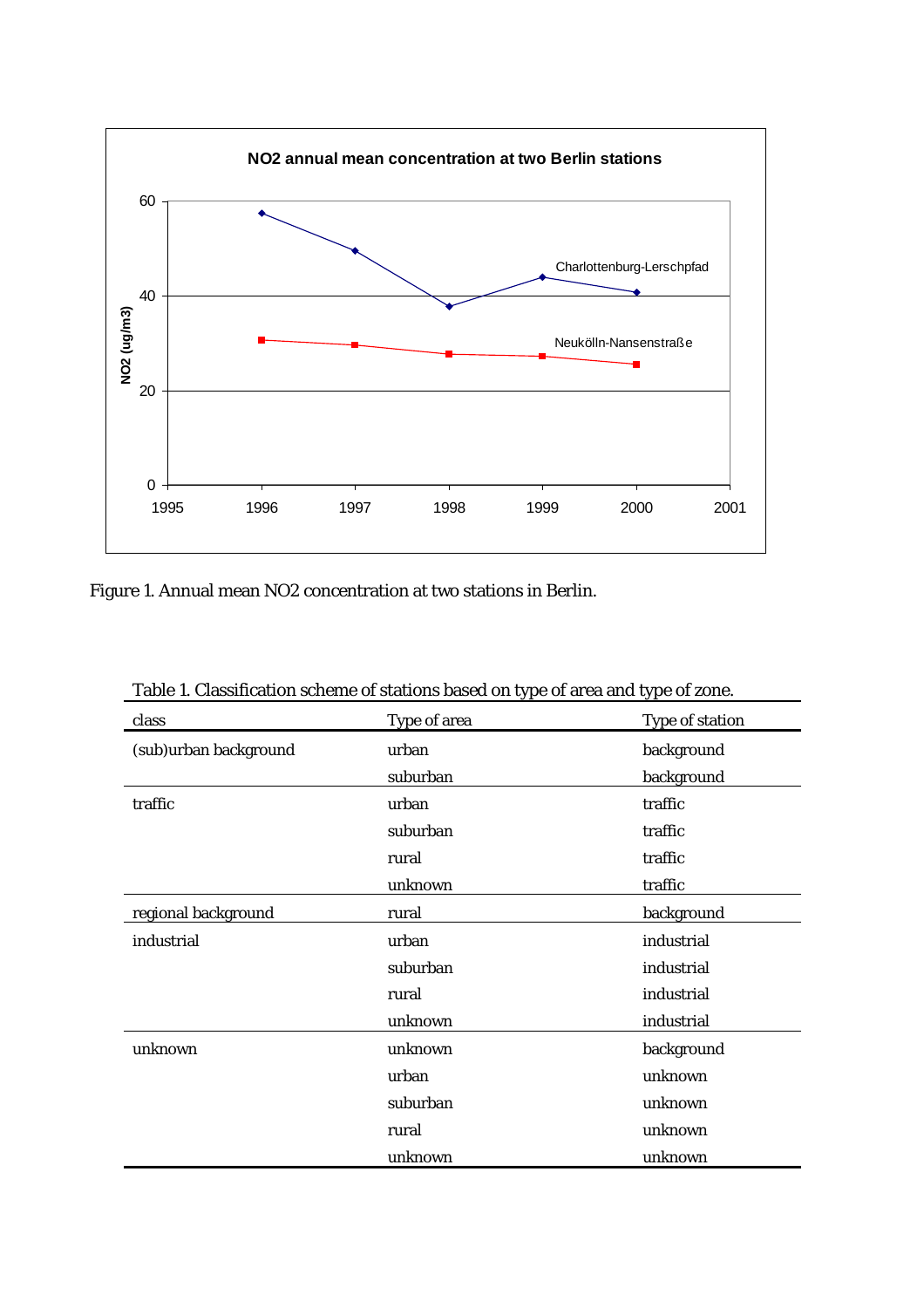Figure 1. Annual mean NO2 concentration at two stations in Berlin.

Table 1. Classification scheme of stations based on type of area and type of zone.

| class | Type of area | Type of station |
|---|---|---|
| (sub)urban background | urban | background |
| | suburban | background |
| traffic | urban | traffic |
| | suburban | traffic |
| | rural | traffic |
| | unknown | traffic |
| regional background | rural | background |
| industrial | urban | industrial |
| | suburban | industrial |
| | rural | industrial |
| | unknown | industrial |
| unknown | unknown | background |
| | urban | unknown |
| | suburban | unknown |
| | rural | unknown |
| | unknown | unknown |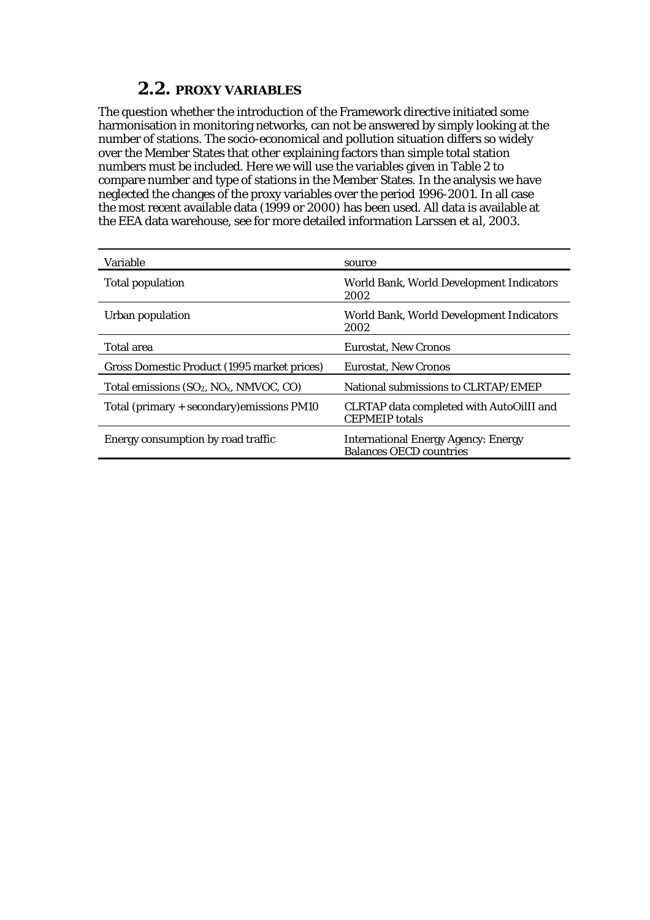## 2.2. PROXY VARIABLES

The question whether the introduction of the Framework directive initiated some harmonisation in monitoring networks, can not be answered by simply looking at the number of stations. The socio-economical and pollution situation differs so widely over the Member States that other explaining factors than simple total station numbers must be included. Here we will use the variables given in Table 2 to compare number and type of stations in the Member States. In the analysis we have neglected the changes of the proxy variables over the period 1996-2001. In all case the most recent available data (1999 or 2000) has been used. All data is available at the EEA data warehouse, see for more detailed information Larssen et al, 2003.

| Variable | source |
|---|---|
| Total population | World Bank, World Development Indicators 2002 |
| Urban population | World Bank, World Development Indicators 2002 |
| Total area | Eurostat, New Cronos |
| Gross Domestic Product (1995 market prices) | Eurostat, New Cronos |
| Total emissions ($SO_2$, $NO_x$, NMVOC, CO) | National submissions to CLRTAP/EMEP |
| Total (primary + secondary)emissions PM10 | CLRTAP data completed with AutoOilII and CEPMEIP totals |
| Energy consumption by road traffic | International Energy Agency: Energy Balances OECD countries |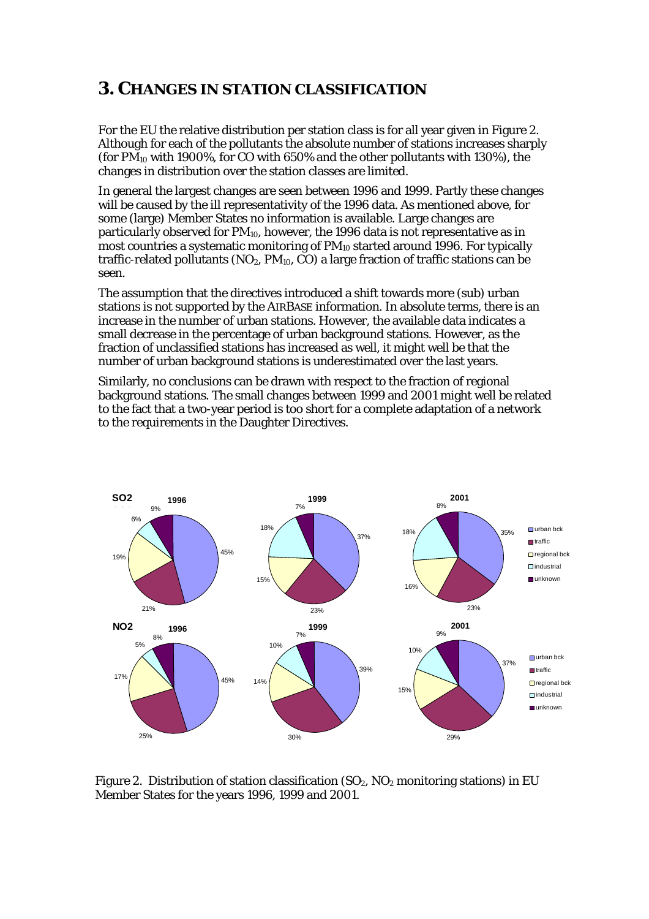# 3. CHANGES IN STATION CLASSIFICATION

For the EU the relative distribution per station class is for all year given in Figure 2. Although for each of the pollutants the absolute number of stations increases sharply (for $PM_{10}$ with 1900%, for CO with 650% and the other pollutants with 130%), the changes in distribution over the station classes are limited.

In general the largest changes are seen between 1996 and 1999. Partly these changes will be caused by the ill representativity of the 1996 data. As mentioned above, for some (large) Member States no information is available. Large changes are particularly observed for $PM_{10}$, however, the 1996 data is not representative as in most countries a systematic monitoring of $PM_{10}$ started around 1996. For typically traffic-related pollutants ($NO_2$, $PM_{10}$, CO) a large fraction of traffic stations can be seen.

The assumption that the directives introduced a shift towards more (sub) urban stations is not supported by the AIRBASE information. In absolute terms, there is an increase in the number of urban stations. However, the available data indicates a small decrease in the percentage of urban background stations. However, as the fraction of unclassified stations has increased as well, it might well be that the number of urban background stations is underestimated over the last years.

Similarly, no conclusions can be drawn with respect to the fraction of regional background stations. The small changes between 1999 and 2001 might well be related to the fact that a two-year period is too short for a complete adaptation of a network to the requirements in the Daughter Directives.

| Pollutant | Year | urban bck | traffic | regional bck | industrial | unknown |
|---|---|---|---|---|---|---|
| SO2 | 1996 | 45% | 21% | 19% | 6% | 9% |
| SO2 | 1999 | 37% | 23% | 15% | 18% | 7% |
| SO2 | 2001 | 35% | 23% | 16% | 18% | 8% |
| NO2 | 1996 | 45% | 25% | 17% | 5% | 8% |
| NO2 | 1999 | 39% | 30% | 14% | 10% | 7% |
| NO2 | 2001 | 37% | 29% | 15% | 10% | 9% |

Figure 2. Distribution of station classification ($SO_2$, $NO_2$ monitoring stations) in EU Member States for the years 1996, 1999 and 2001.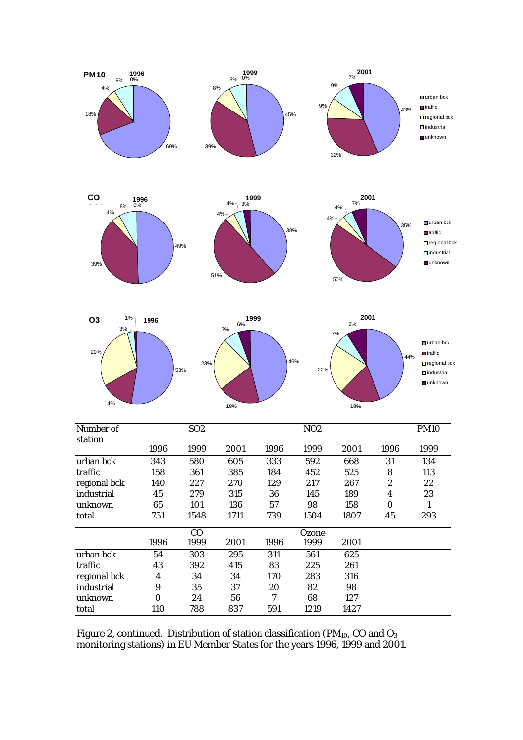| Number of station | SO2 | | | NO2 | | | PM10 | |
|---|---|---|---|---|---|---|---|---|
| | 1996 | 1999 | 2001 | 1996 | 1999 | 2001 | 1996 | 1999 |
| urban bck | 343 | 580 | 605 | 333 | 592 | 668 | 31 | 134 |
| traffic | 158 | 361 | 385 | 184 | 452 | 525 | 8 | 113 |
| regional bck | 140 | 227 | 270 | 129 | 217 | 267 | 2 | 22 |
| industrial | 45 | 279 | 315 | 36 | 145 | 189 | 4 | 23 |
| unknown | 65 | 101 | 136 | 57 | 98 | 158 | 0 | 1 |
| total | 751 | 1548 | 1711 | 739 | 1504 | 1807 | 45 | 293 |
| | CO | | | Ozone | | | | |
| | 1996 | 1999 | 2001 | 1996 | 1999 | 2001 | | |
| urban bck | 54 | 303 | 295 | 311 | 561 | 625 | | |
| traffic | 43 | 392 | 415 | 83 | 225 | 261 | | |
| regional bck | 4 | 34 | 34 | 170 | 283 | 316 | | |
| industrial | 9 | 35 | 37 | 20 | 82 | 98 | | |
| unknown | 0 | 24 | 56 | 7 | 68 | 127 | | |
| total | 110 | 788 | 837 | 591 | 1219 | 1427 | | |

Figure 2, continued. Distribution of station classification ($PM_{10}$, CO and $O_3$ monitoring stations) in EU Member States for the years 1996, 1999 and 2001.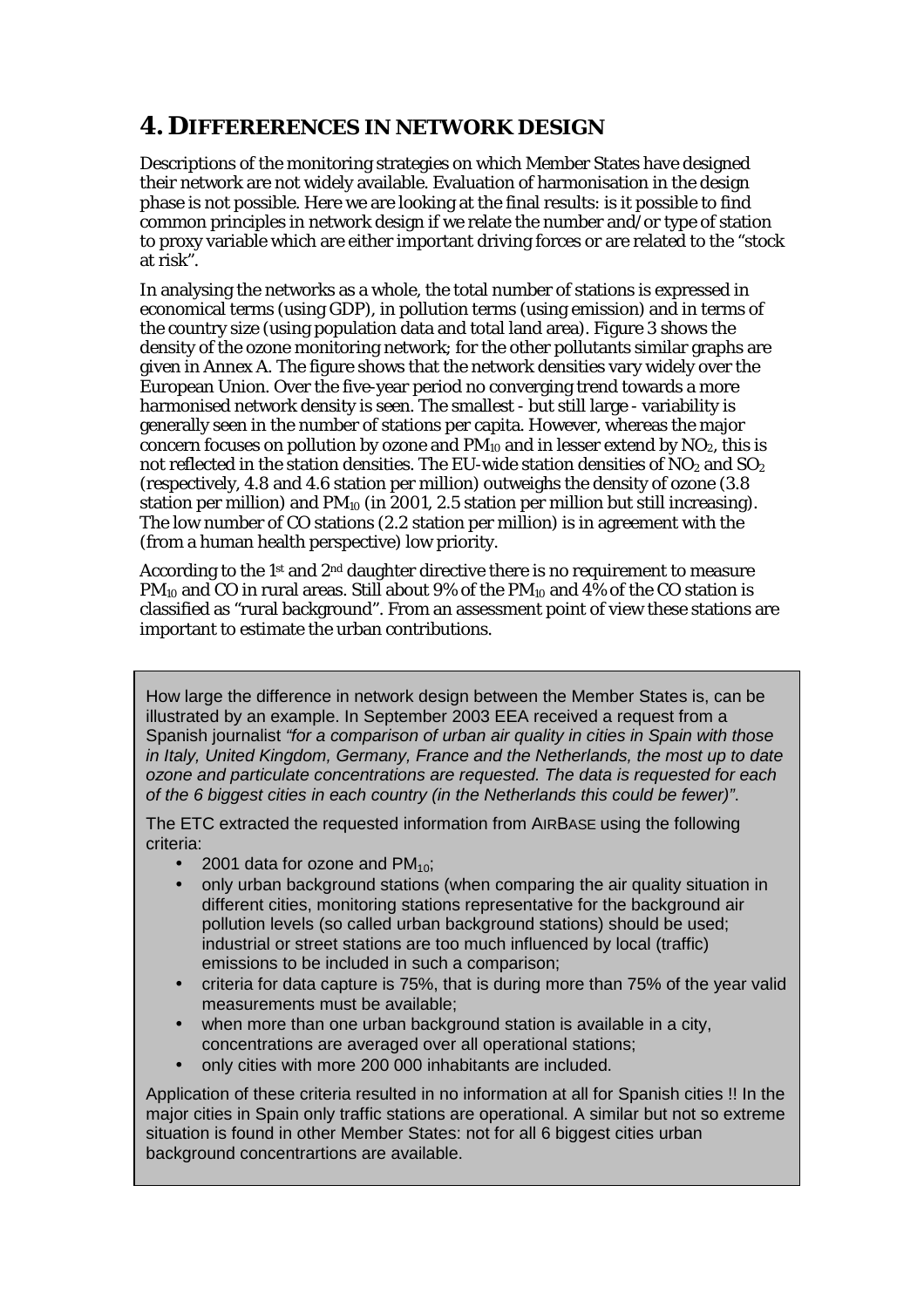# 4. DIFFERERENCES IN NETWORK DESIGN

Descriptions of the monitoring strategies on which Member States have designed their network are not widely available. Evaluation of harmonisation in the design phase is not possible. Here we are looking at the final results: is it possible to find common principles in network design if we relate the number and/or type of station to proxy variable which are either important driving forces or are related to the "stock at risk".

In analysing the networks as a whole, the total number of stations is expressed in economical terms (using GDP), in pollution terms (using emission) and in terms of the country size (using population data and total land area). Figure 3 shows the density of the ozone monitoring network; for the other pollutants similar graphs are given in Annex A. The figure shows that the network densities vary widely over the European Union. Over the five-year period no converging trend towards a more harmonised network density is seen. The smallest - but still large - variability is generally seen in the number of stations per capita. However, whereas the major concern focuses on pollution by ozone and $PM_{10}$ and in lesser extend by $NO_2$, this is not reflected in the station densities. The EU-wide station densities of $NO_2$ and $SO_2$ (respectively, 4.8 and 4.6 station per million) outweighs the density of ozone (3.8 station per million) and $PM_{10}$ (in 2001, 2.5 station per million but still increasing). The low number of CO stations (2.2 station per million) is in agreement with the (from a human health perspective) low priority.

According to the 1st and 2nd daughter directive there is no requirement to measure $PM_{10}$ and CO in rural areas. Still about 9% of the $PM_{10}$ and 4% of the CO station is classified as "rural background". From an assessment point of view these stations are important to estimate the urban contributions.

How large the difference in network design between the Member States is, can be illustrated by an example. In September 2003 EEA received a request from a Spanish journalist *"for a comparison of urban air quality in cities in Spain with those in Italy, United Kingdom, Germany, France and the Netherlands, the most up to date ozone and particulate concentrations are requested. The data is requested for each of the 6 biggest cities in each country (in the Netherlands this could be fewer)"*.

The ETC extracted the requested information from AIRBASE using the following criteria:

- 2001 data for ozone and $PM_{10}$;
- only urban background stations (when comparing the air quality situation in different cities, monitoring stations representative for the background air pollution levels (so called urban background stations) should be used; industrial or street stations are too much influenced by local (traffic) emissions to be included in such a comparison;
- criteria for data capture is 75%, that is during more than 75% of the year valid measurements must be available;
- when more than one urban background station is available in a city, concentrations are averaged over all operational stations;
- only cities with more 200 000 inhabitants are included.

Application of these criteria resulted in no information at all for Spanish cities !! In the major cities in Spain only traffic stations are operational. A similar but not so extreme situation is found in other Member States: not for all 6 biggest cities urban background concentrartions are available.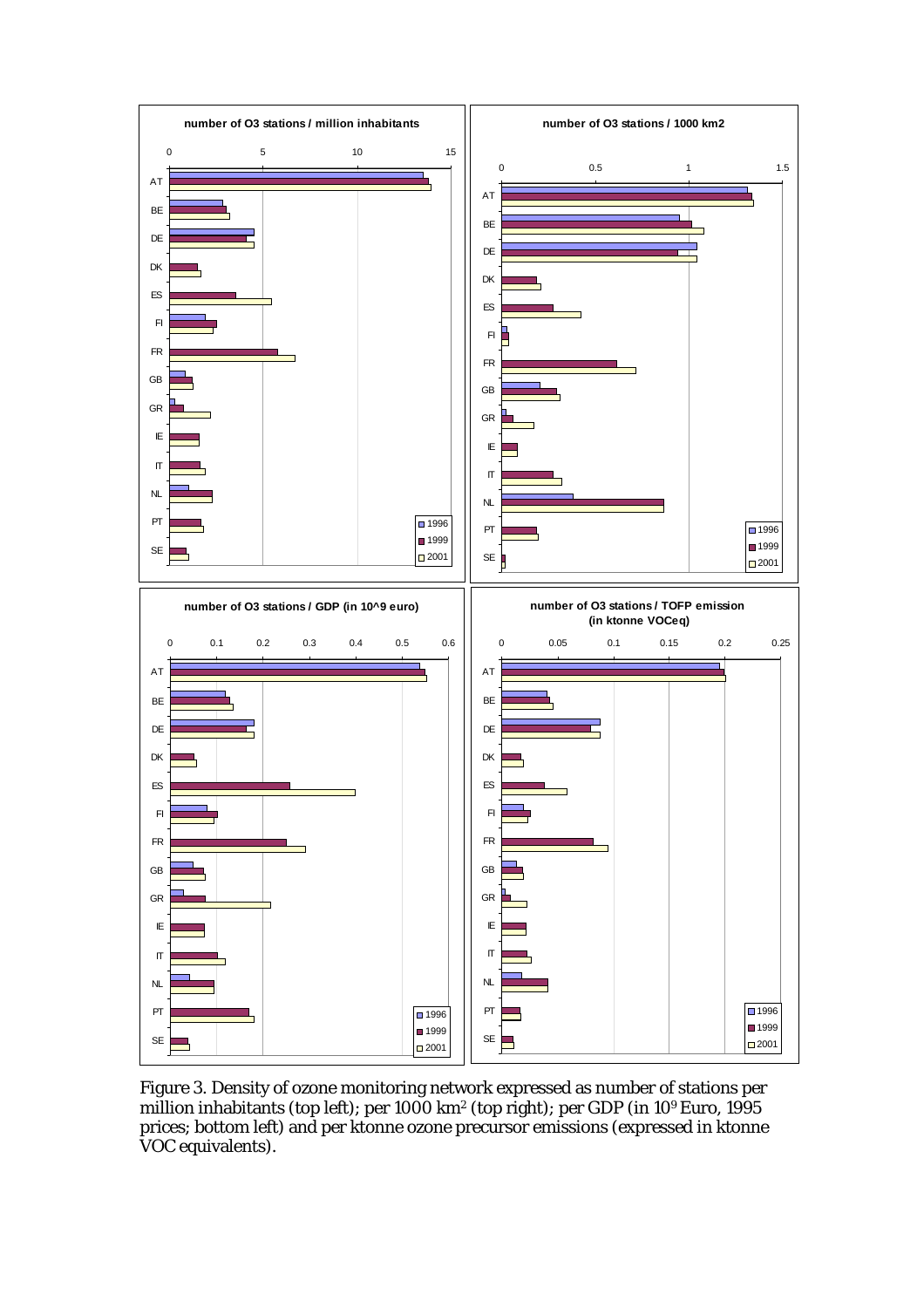Figure 3. Density of ozone monitoring network expressed as number of stations per million inhabitants (top left); per 1000 km[2] (top right); per GDP (in $10^9$ Euro, 1995 prices; bottom left) and per ktonne ozone precursor emissions (expressed in ktonne VOC equivalents).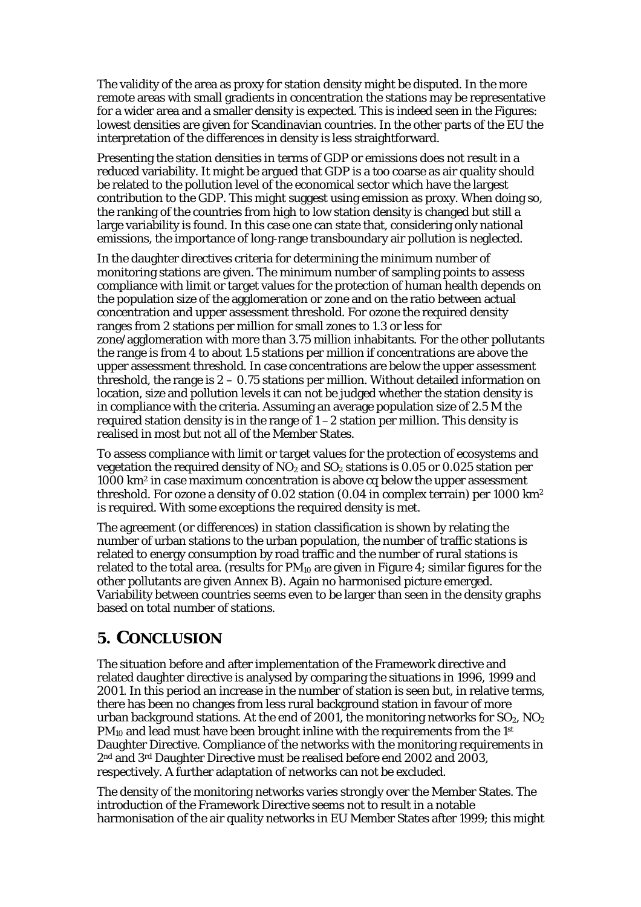The validity of the area as proxy for station density might be disputed. In the more remote areas with small gradients in concentration the stations may be representative for a wider area and a smaller density is expected. This is indeed seen in the Figures: lowest densities are given for Scandinavian countries. In the other parts of the EU the interpretation of the differences in density is less straightforward.

Presenting the station densities in terms of GDP or emissions does not result in a reduced variability. It might be argued that GDP is a too coarse as air quality should be related to the pollution level of the economical sector which have the largest contribution to the GDP. This might suggest using emission as proxy. When doing so, the ranking of the countries from high to low station density is changed but still a large variability is found. In this case one can state that, considering only national emissions, the importance of long-range transboundary air pollution is neglected.

In the daughter directives criteria for determining the minimum number of monitoring stations are given. The minimum number of sampling points to assess compliance with limit or target values for the protection of human health depends on the population size of the agglomeration or zone and on the ratio between actual concentration and upper assessment threshold. For ozone the required density ranges from 2 stations per million for small zones to 1.3 or less for zone/agglomeration with more than 3.75 million inhabitants. For the other pollutants the range is from 4 to about 1.5 stations per million if concentrations are above the upper assessment threshold. In case concentrations are below the upper assessment threshold, the range is 2 – 0.75 stations per million. Without detailed information on location, size and pollution levels it can not be judged whether the station density is in compliance with the criteria. Assuming an average population size of 2.5 M the required station density is in the range of 1 – 2 station per million. This density is realised in most but not all of the Member States.

To assess compliance with limit or target values for the protection of ecosystems and vegetation the required density of $NO_2$ and $SO_2$ stations is 0.05 or 0.025 station per 1000 $km^2$ in case maximum concentration is above cq below the upper assessment threshold. For ozone a density of 0.02 station (0.04 in complex terrain) per 1000 $km^2$ is required. With some exceptions the required density is met.

The agreement (or differences) in station classification is shown by relating the number of urban stations to the urban population, the number of traffic stations is related to energy consumption by road traffic and the number of rural stations is related to the total area. (results for $PM_{10}$ are given in Figure 4; similar figures for the other pollutants are given Annex B). Again no harmonised picture emerged. Variability between countries seems even to be larger than seen in the density graphs based on total number of stations.

## 5. CONCLUSION

The situation before and after implementation of the Framework directive and related daughter directive is analysed by comparing the situations in 1996, 1999 and 2001. In this period an increase in the number of station is seen but, in relative terms, there has been no changes from less rural background station in favour of more urban background stations. At the end of 2001, the monitoring networks for $SO_2$, $NO_2$ $PM_{10}$ and lead must have been brought inline with the requirements from the 1st Daughter Directive. Compliance of the networks with the monitoring requirements in 2nd and 3rd Daughter Directive must be realised before end 2002 and 2003, respectively. A further adaptation of networks can not be excluded.

The density of the monitoring networks varies strongly over the Member States. The introduction of the Framework Directive seems not to result in a notable harmonisation of the air quality networks in EU Member States after 1999; this might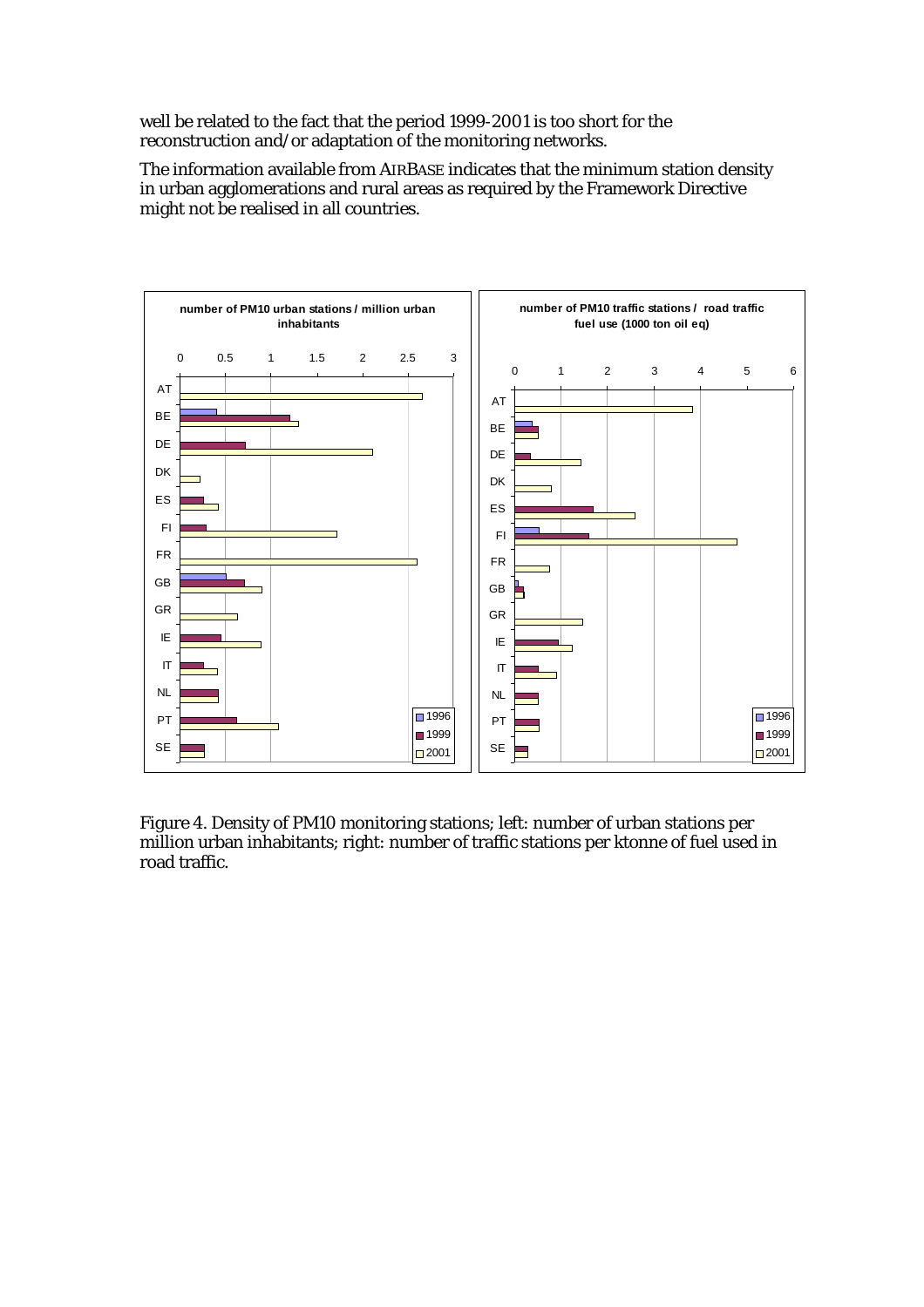well be related to the fact that the period 1999-2001 is too short for the reconstruction and/or adaptation of the monitoring networks.

The information available from AIRBASE indicates that the minimum station density in urban agglomerations and rural areas as required by the Framework Directive might not be realised in all countries.

Figure 4. Density of PM10 monitoring stations; left: number of urban stations per million urban inhabitants; right: number of traffic stations per ktonne of fuel used in road traffic.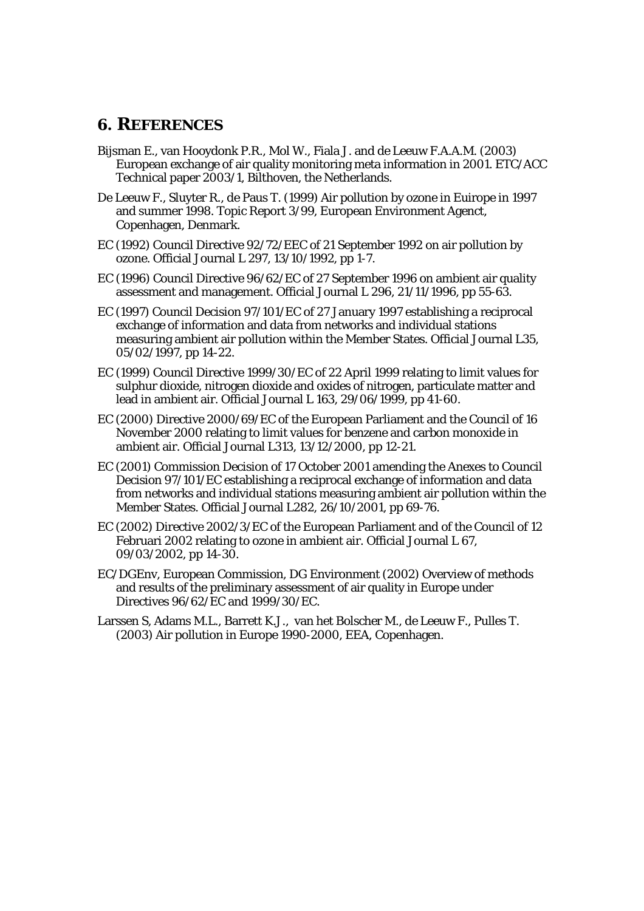# 6. REFERENCES

Bijsman E., van Hooydonk P.R., Mol W., Fiala J. and de Leeuw F.A.A.M. (2003) European exchange of air quality monitoring meta information in 2001. ETC/ACC Technical paper 2003/1, Bilthoven, the Netherlands.

De Leeuw F., Sluyter R., de Paus T. (1999) Air pollution by ozone in Euirope in 1997 and summer 1998. Topic Report 3/99, European Environment Agenct, Copenhagen, Denmark.

EC (1992) Council Directive 92/72/EEC of 21 September 1992 on air pollution by ozone. Official Journal L 297, 13/10/1992, pp 1-7.

EC (1996) Council Directive 96/62/EC of 27 September 1996 on ambient air quality assessment and management. Official Journal L 296, 21/11/1996, pp 55-63.

EC (1997) Council Decision 97/101/EC of 27 January 1997 establishing a reciprocal exchange of information and data from networks and individual stations measuring ambient air pollution within the Member States. Official Journal L35, 05/02/1997, pp 14-22.

EC (1999) Council Directive 1999/30/EC of 22 April 1999 relating to limit values for sulphur dioxide, nitrogen dioxide and oxides of nitrogen, particulate matter and lead in ambient air. Official Journal L 163, 29/06/1999, pp 41-60.

EC (2000) Directive 2000/69/EC of the European Parliament and the Council of 16 November 2000 relating to limit values for benzene and carbon monoxide in ambient air. Official Journal L313, 13/12/2000, pp 12-21.

EC (2001) Commission Decision of 17 October 2001 amending the Anexes to Council Decision 97/101/EC establishing a reciprocal exchange of information and data from networks and individual stations measuring ambient air pollution within the Member States. Official Journal L282, 26/10/2001, pp 69-76.

EC (2002) Directive 2002/3/EC of the European Parliament and of the Council of 12 Februari 2002 relating to ozone in ambient air. Official Journal L 67, 09/03/2002, pp 14-30.

EC/DGEnv, European Commission, DG Environment (2002) Overview of methods and results of the preliminary assessment of air quality in Europe under Directives 96/62/EC and 1999/30/EC.

Larssen S, Adams M.L., Barrett K.J., van het Bolscher M., de Leeuw F., Pulles T. (2003) Air pollution in Europe 1990-2000, EEA, Copenhagen.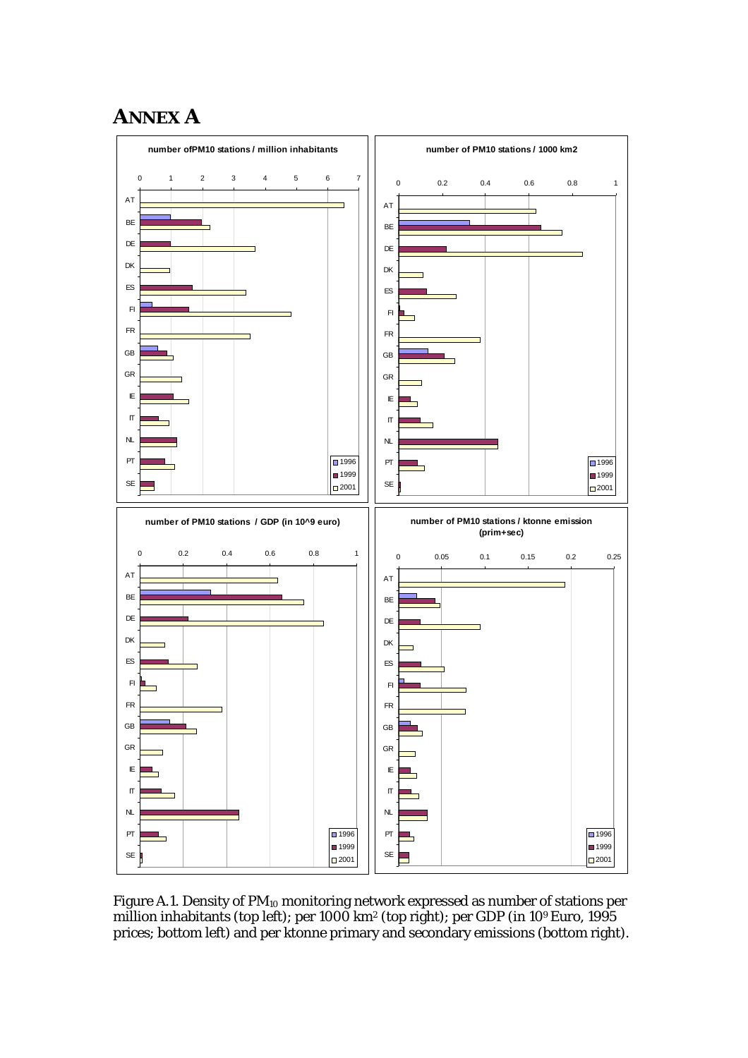# ANNEX A

Figure A.1. Density of $PM_{10}$ monitoring network expressed as number of stations per million inhabitants (top left); per 1000 km[2] (top right); per GDP (in $10^9$ Euro, 1995 prices; bottom left) and per ktonne primary and secondary emissions (bottom right).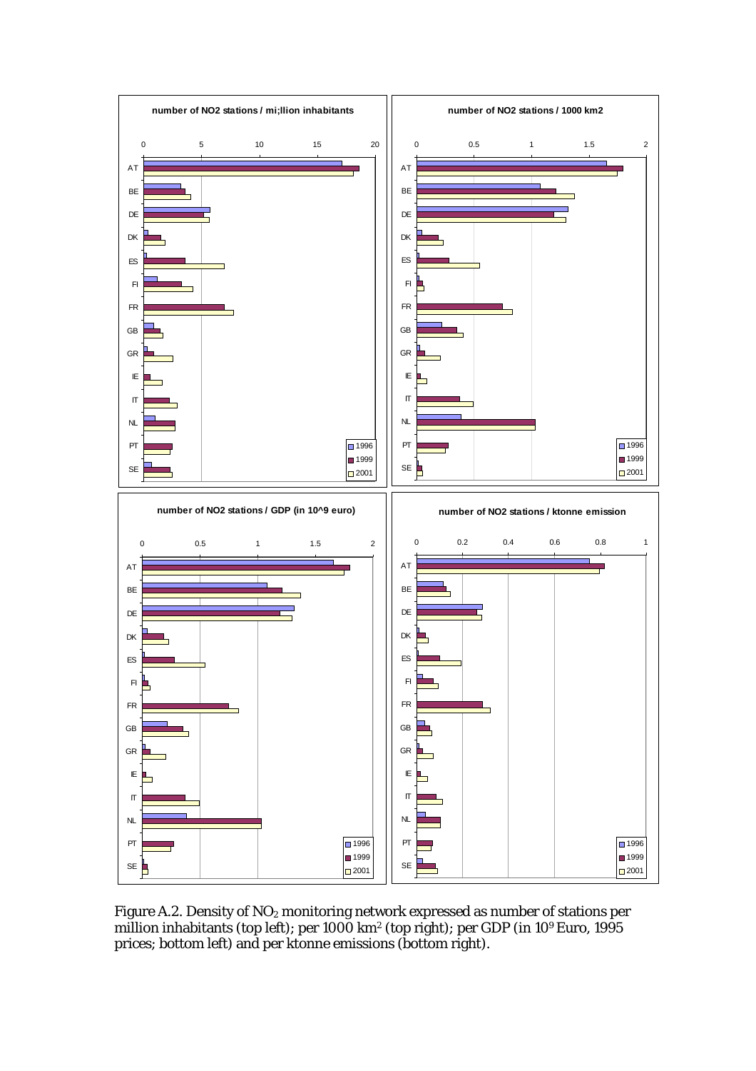Figure A.2. Density of $NO_2$ monitoring network expressed as number of stations per million inhabitants (top left); per 1000 km$^2$ (top right); per GDP (in $10^9$ Euro, 1995 prices; bottom left) and per ktonne emissions (bottom right).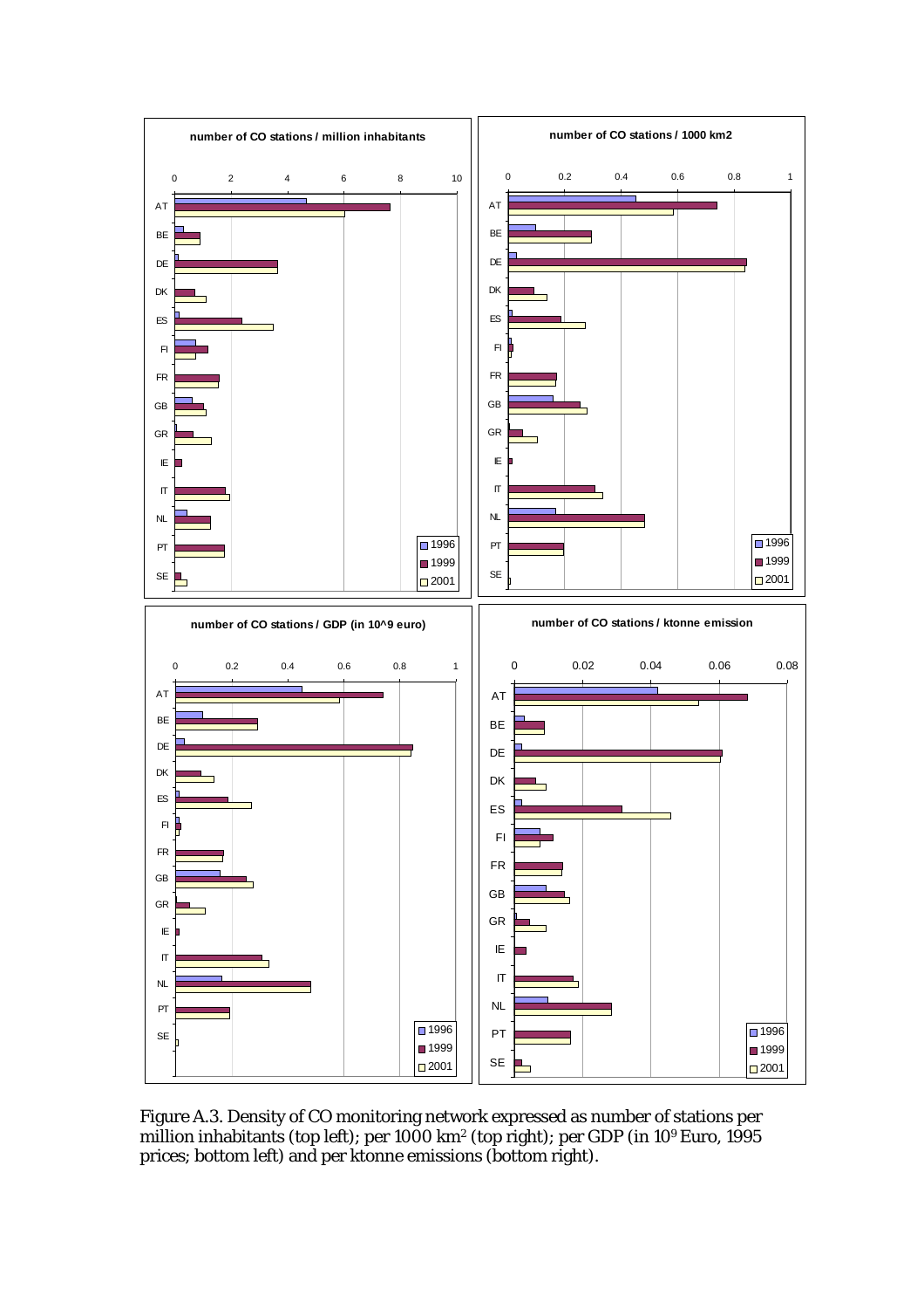Figure A.3. Density of CO monitoring network expressed as number of stations per million inhabitants (top left); per 1000 km[2] (top right); per GDP (in $10^9$ Euro, 1995 prices; bottom left) and per ktonne emissions (bottom right).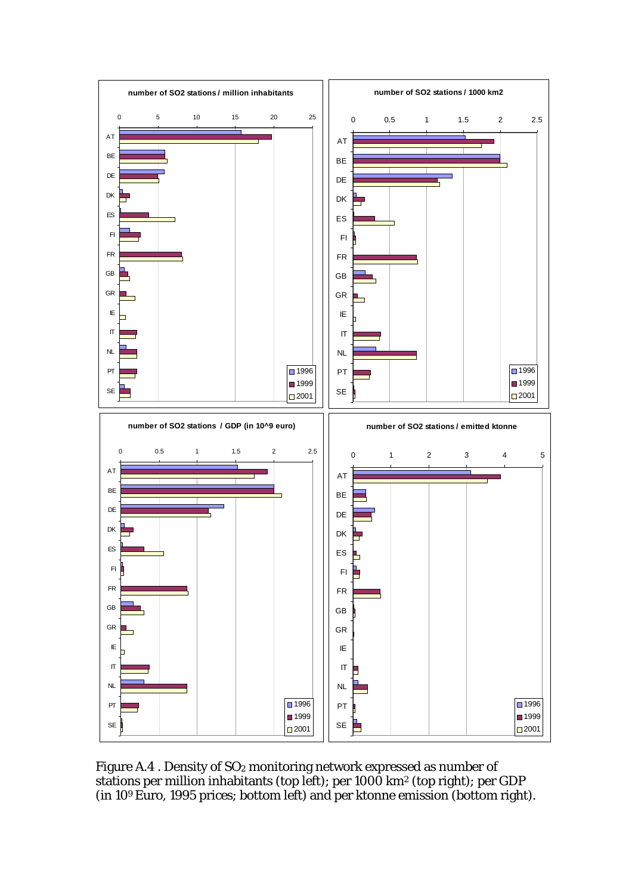Figure A.4 . Density of $SO_2$ monitoring network expressed as number of stations per million inhabitants (top left); per 1000 km$^2$ (top right); per GDP (in $10^9$ Euro, 1995 prices; bottom left) and per ktonne emission (bottom right).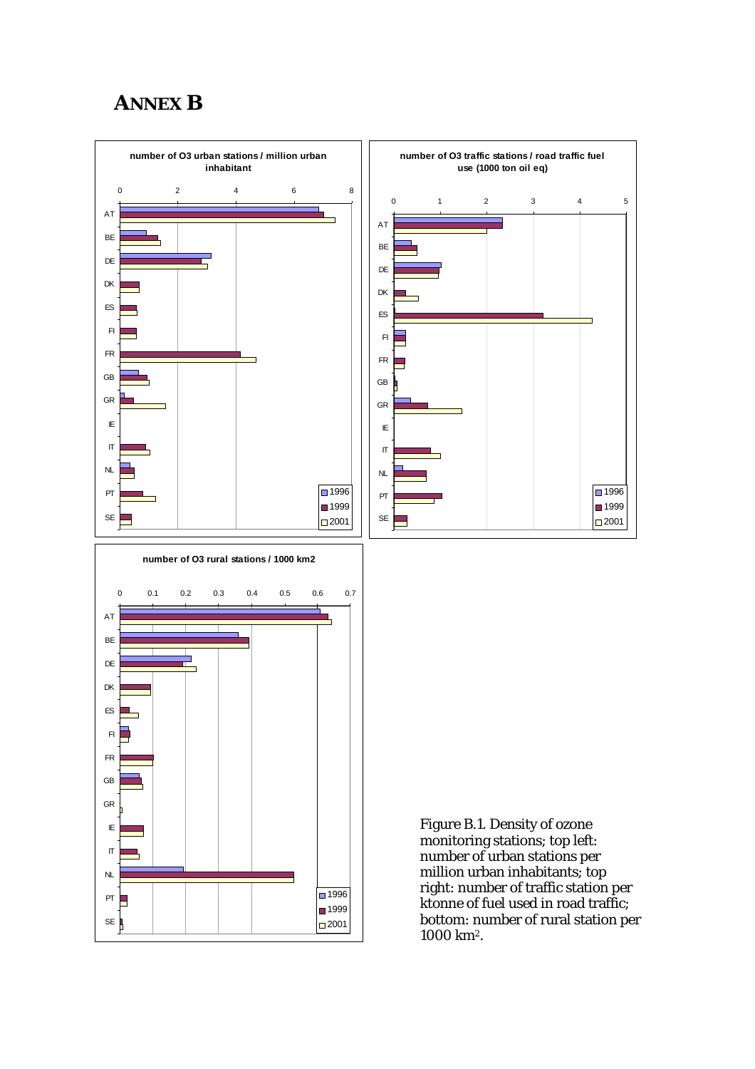# ANNEX B

Figure B.1. Density of ozone monitoring stations; top left: number of urban stations per million urban inhabitants; top right: number of traffic station per ktonne of fuel used in road traffic; bottom: number of rural station per 1000 km².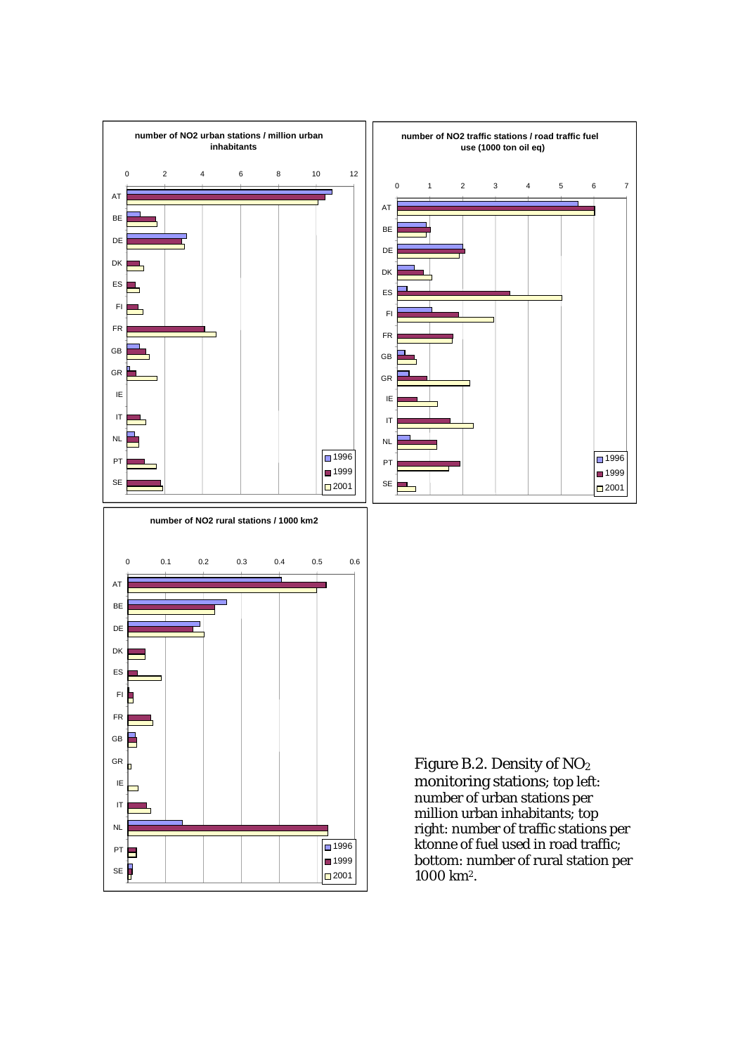Figure B.2. Density of $NO_2$ monitoring stations; top left: number of urban stations per million urban inhabitants; top right: number of traffic stations per ktonne of fuel used in road traffic; bottom: number of rural station per 1000 $km^2$.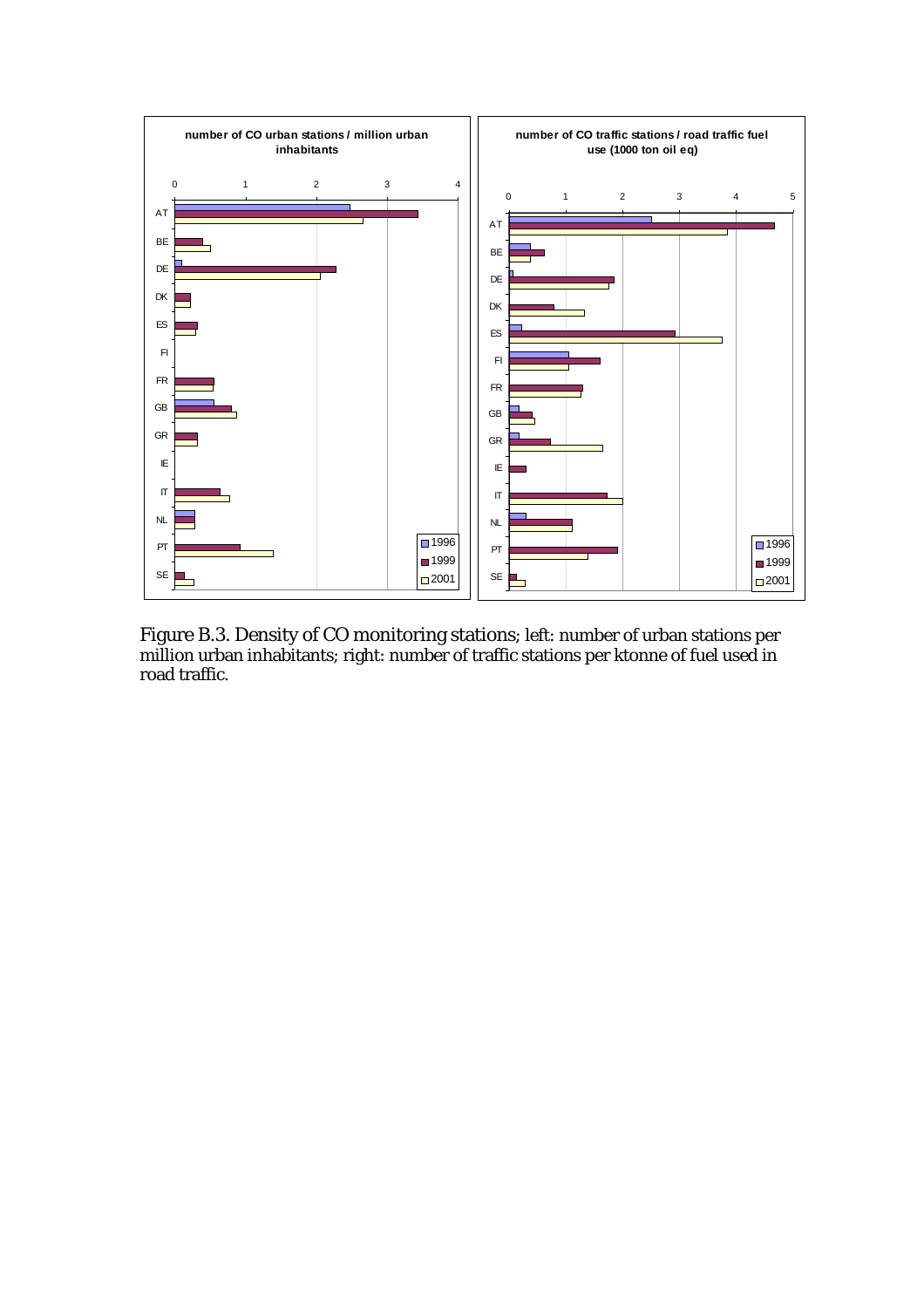Figure B.3. Density of CO monitoring stations; left: number of urban stations per million urban inhabitants; right: number of traffic stations per ktonne of fuel used in road traffic.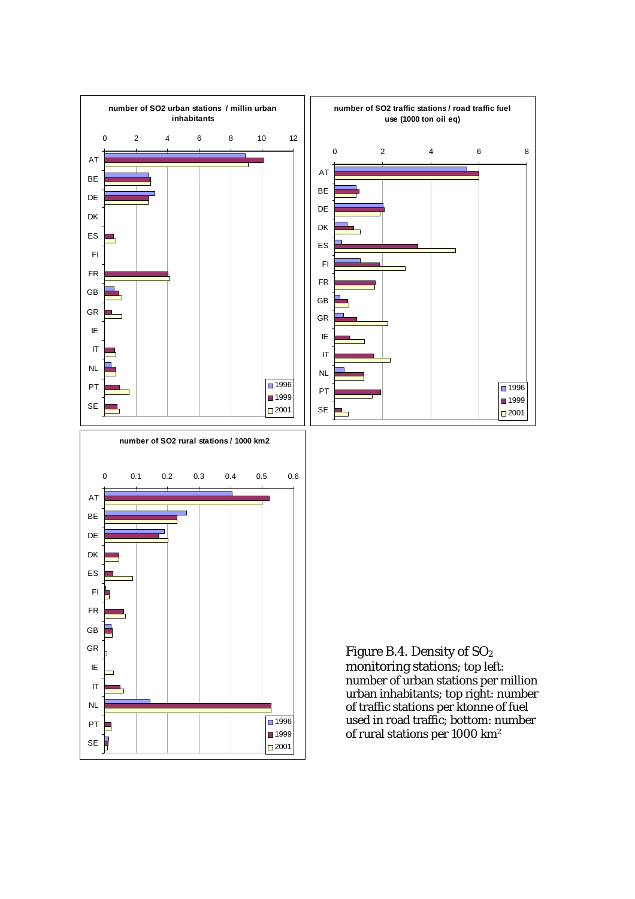number of SO2 urban stations / millin urban inhabitants

0 2 4 6 8 10 12

AT BE DE DK ES FI FR GB GR IE IT NL PT SE

1996 1999 2001

number of SO2 traffic stations / road traffic fuel use (1000 ton oil eq)

0 2 4 6 8

AT BE DE DK ES FI FR GB GR IE IT NL PT SE

1996 1999 2001

number of SO2 rural stations / 1000 km2

0 0.1 0.2 0.3 0.4 0.5 0.6

AT BE DE DK ES FI FR GB GR IE IT NL PT SE

1996 1999 2001

Figure B.4. Density of $SO_2$ monitoring stations; top left: number of urban stations per million urban inhabitants; top right: number of traffic stations per ktonne of fuel used in road traffic; bottom: number of rural stations per 1000 $km^2$